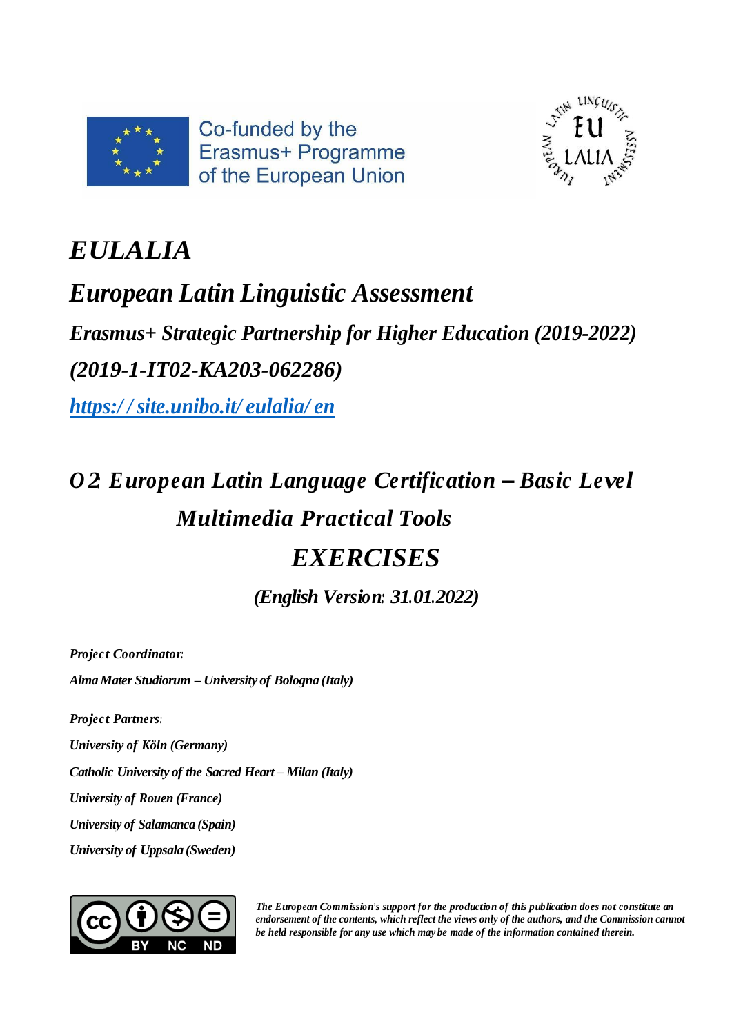Co-funded by the Erasmus+ Programme of the European Union

# *EULALIA*

## *European Latin Linguistic Assessment*

### *Erasmus+ Strategic Partnership for Higher Education (2019-2022)*

### *(2019-1-IT02-KA203-062286)*

[*https://site.unibo.it/eulalia/en*](https://site.unibo.it/eulalia/en)

## *O2: European Latin Language Certification – Basic Level*

## *Multimedia Practical Tools*

# *EXERCISES*

***(English Version: 31.01.2022)***

***Project Coordinator:***

***Alma Mater Studiorum – University of Bologna (Italy)***

***Project Partners:***

***University of Köln (Germany)***

***Catholic University of the Sacred Heart – Milan (Italy)***

***University of Rouen (France)***

***University of Salamanca (Spain)***

***University of Uppsala (Sweden)***

CC BY NC ND

*The European Commission's support for the production of this publication does not constitute an endorsement of the contents, which reflect the views only of the authors, and the Commission cannot be held responsible for any use which may be made of the information contained therein.*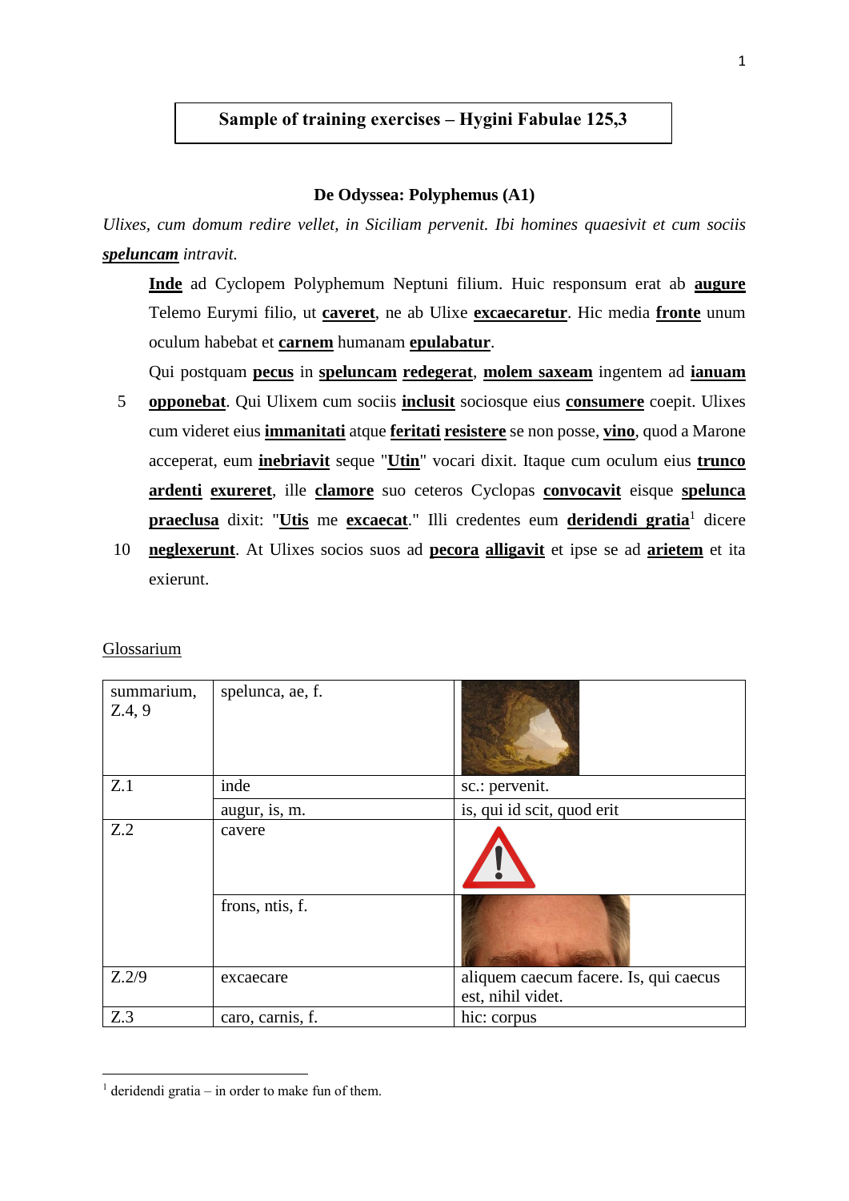**Sample of training exercises – Hygini Fabulae 125,3**

## De Odyssea: Polyphemus (A1)

*Ulixes, cum domum redire vellet, in Siciliam pervenit. Ibi homines quaesivit et cum sociis* ***speluncam*** *intravit.*

**Inde** ad Cyclopem Polyphemum Neptuni filium. Huic responsum erat ab **augure** Telemo Eurymi filio, ut **caveret**, ne ab Ulixe **excaecaretur**. Hic media **fronte** unum oculum habebat et **carnem** humanam **epulabatur**.

Qui postquam **pecus** in **speluncam** **redegerat**, **molem saxeam** ingentem ad **ianuam**
5 **opponebat**. Qui Ulixem cum sociis **inclusit** sociosque eius **consumere** coepit. Ulixes cum videret eius **immanitati** atque **feritati** **resistere** se non posse, **vino**, quod a Marone acceperat, eum **inebriavit** seque "**Utin**" vocari dixit. Itaque cum oculum eius **trunco** **ardenti** **exureret**, ille **clamore** suo ceteros Cyclopas **convocavit** eisque **spelunca** **praeclusa** dixit: "**Utis** me **excaecat**." Illi credentes eum **deridendi gratia**[1] dicere
10 **neglexerunt**. At Ulixes socios suos ad **pecora** **alligavit** et ipse se ad **arietem** et ita exierunt.

Glossarium

| | | |
|---|---|---|
| summarium, Z.4, 9 | spelunca, ae, f. | |
| Z.1 | inde | sc.: pervenit. |
| | augur, is, m. | is, qui id scit, quod erit |
| Z.2 | cavere | |
| | frons, ntis, f. | |
| Z.2/9 | excaecare | aliquem caecum facere. Is, qui caecus est, nihil videt. |
| Z.3 | caro, carnis, f. | hic: corpus |

[1] deridendi gratia – in order to make fun of them.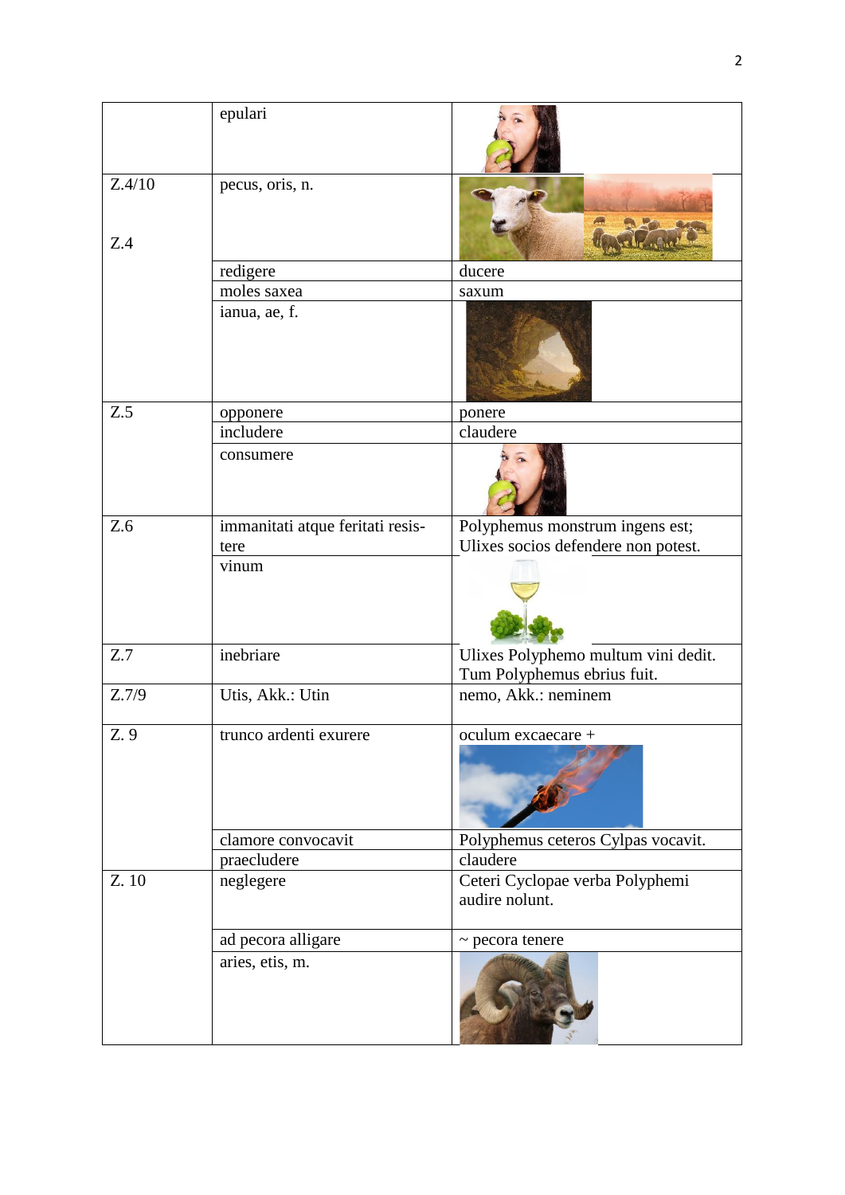| | | |
|---|---|---|
| | epulari | |
| Z.4/10<br><br>Z.4 | pecus, oris, n. | |
| | redigere | ducere |
| | moles saxea | saxum |
| | ianua, ae, f. | |
| Z.5 | opponere | ponere |
| | includere | claudere |
| | consumere | |
| Z.6 | immanitati atque feritati resistere | Polyphemus monstrum ingens est; Ulixes socios defendere non potest. |
| | vinum | |
| Z.7 | inebriare | Ulixes Polyphemo multum vini dedit. Tum Polyphemus ebrius fuit. |
| Z.7/9 | Utis, Akk.: Utin | nemo, Akk.: neminem |
| Z. 9 | trunco ardenti exurere | oculum excaecare + |
| | clamore convocavit | Polyphemus ceteros Cylpas vocavit. |
| | praecludere | claudere |
| Z. 10 | neglegere | Ceteri Cyclopae verba Polyphemi audire nolunt. |
| | ad pecora alligare | ~ pecora tenere |
| | aries, etis, m. | |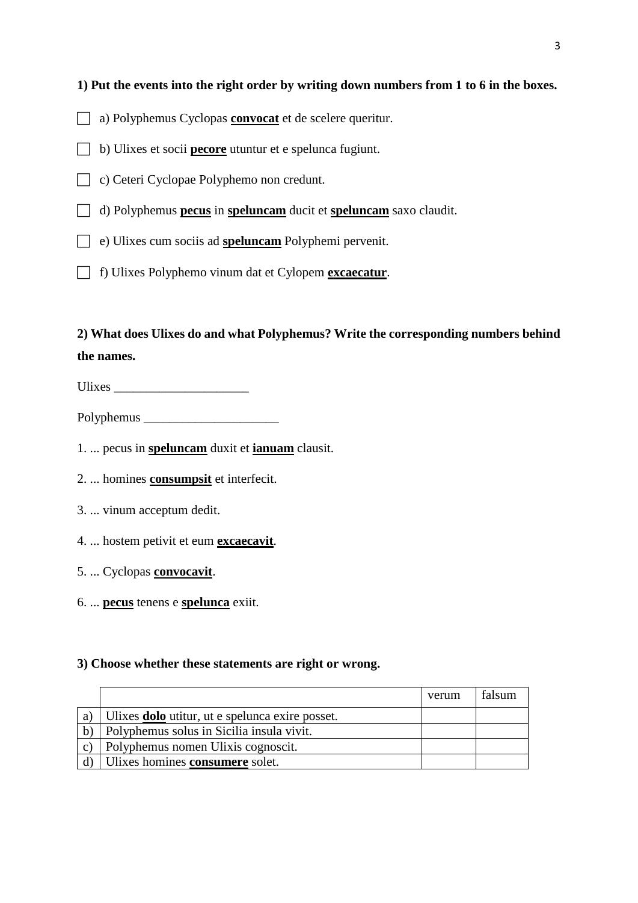**1) Put the events into the right order by writing down numbers from 1 to 6 in the boxes.**

☐ a) Polyphemus Cyclopas **convocat** et de scelere queritur.

☐ b) Ulixes et socii **pecore** utuntur et e spelunca fugiunt.

☐ c) Ceteri Cyclopae Polyphemo non credunt.

☐ d) Polyphemus **pecus** in **speluncam** ducit et **speluncam** saxo claudit.

☐ e) Ulixes cum sociis ad **speluncam** Polyphemi pervenit.

☐ f) Ulixes Polyphemo vinum dat et Cylopem **excaecatur**.

**2) What does Ulixes do and what Polyphemus? Write the corresponding numbers behind the names.**

Ulixes ____________________

Polyphemus ____________________

1. ... pecus in **speluncam** duxit et **ianuam** clausit.
2. ... homines **consumpsit** et interfecit.
3. ... vinum acceptum dedit.
4. ... hostem petivit et eum **excaecavit**.
5. ... Cyclopas **convocavit**.
6. ... **pecus** tenens e **spelunca** exiit.

**3) Choose whether these statements are right or wrong.**

| | | verum | falsum |
|---|---|---|---|
| a) | Ulixes **dolo** utitur, ut e spelunca exire posset. | | |
| b) | Polyphemus solus in Sicilia insula vivit. | | |
| c) | Polyphemus nomen Ulixis cognoscit. | | |
| d) | Ulixes homines **consumere** solet. | | |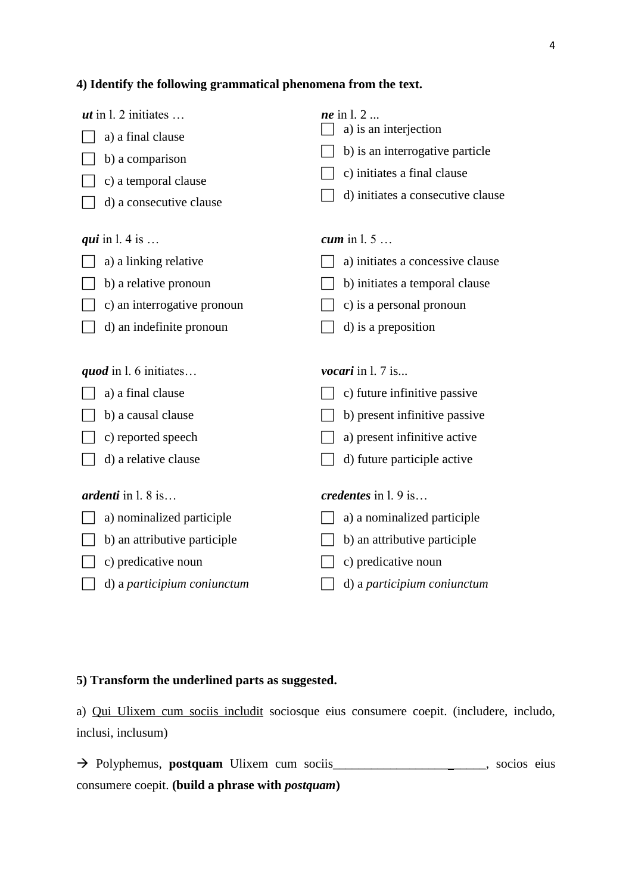**4) Identify the following grammatical phenomena from the text.**

***ut*** in l. 2 initiates …

- ☐ a) a final clause
- ☐ b) a comparison
- ☐ c) a temporal clause
- ☐ d) a consecutive clause

***ne*** in l. 2 ...

- ☐ a) is an interjection
- ☐ b) is an interrogative particle
- ☐ c) initiates a final clause
- ☐ d) initiates a consecutive clause

***qui*** in l. 4 is …

- ☐ a) a linking relative
- ☐ b) a relative pronoun
- ☐ c) an interrogative pronoun
- ☐ d) an indefinite pronoun

***cum*** in l. 5 …

- ☐ a) initiates a concessive clause
- ☐ b) initiates a temporal clause
- ☐ c) is a personal pronoun
- ☐ d) is a preposition

***quod*** in l. 6 initiates…

- ☐ a) a final clause
- ☐ b) a causal clause
- ☐ c) reported speech
- ☐ d) a relative clause

***vocari*** in l. 7 is...

- ☐ c) future infinitive passive
- ☐ b) present infinitive passive
- ☐ a) present infinitive active
- ☐ d) future participle active

***ardenti*** in l. 8 is…

- ☐ a) nominalized participle
- ☐ b) an attributive participle
- ☐ c) predicative noun
- ☐ d) a *participium coniunctum*

***credentes*** in l. 9 is…

- ☐ a) a nominalized participle
- ☐ b) an attributive participle
- ☐ c) predicative noun
- ☐ d) a *participium coniunctum*

**5) Transform the underlined parts as suggested.**

a) <u>Qui Ulixem cum sociis includit</u> sociosque eius consumere coepit. (includere, includo, inclusi, inclusum)

→ Polyphemus, **postquam** Ulixem cum sociis________________________, socios eius consumere coepit. **(build a phrase with *postquam*)**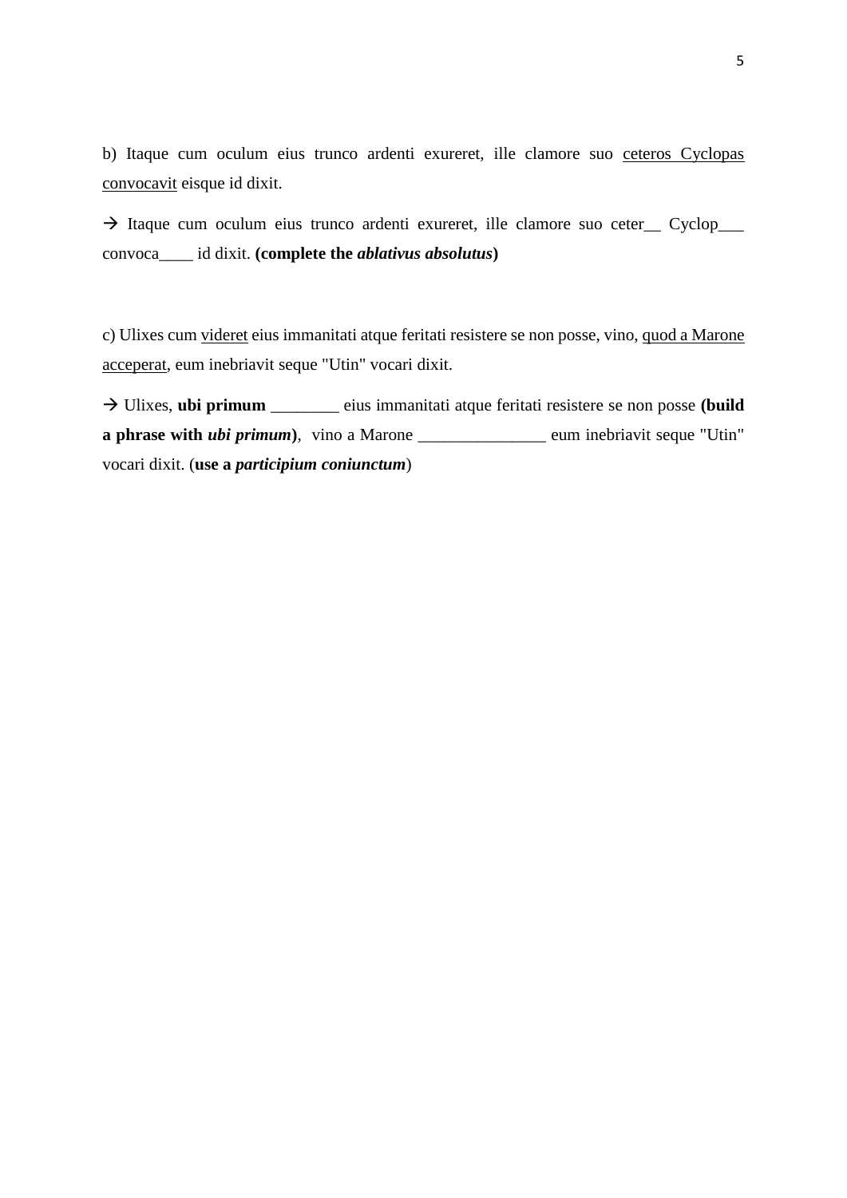b) Itaque cum oculum eius trunco ardenti exureret, ille clamore suo <u>ceteros Cyclopas convocavit</u> eisque id dixit.

→ Itaque cum oculum eius trunco ardenti exureret, ille clamore suo ceter__ Cyclop___ convoca____ id dixit. **(complete the *ablativus absolutus*)**

c) Ulixes cum <u>videret</u> eius immanitati atque feritati resistere se non posse, vino, <u>quod a Marone acceperat</u>, eum inebriavit seque "Utin" vocari dixit.

→ Ulixes, **ubi primum** ________ eius immanitati atque feritati resistere se non posse **(build a phrase with *ubi primum*)**, vino a Marone _______________ eum inebriavit seque "Utin" vocari dixit. (**use a *participium coniunctum***)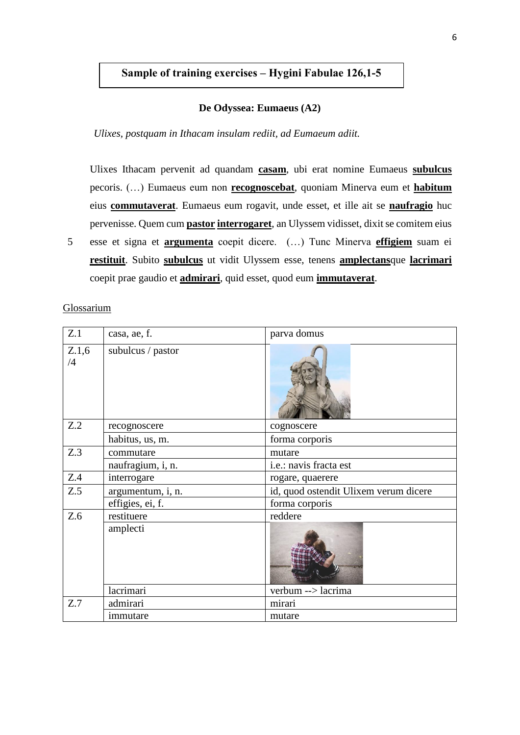**Sample of training exercises – Hygini Fabulae 126,1-5**

**De Odyssea: Eumaeus (A2)**

*Ulixes, postquam in Ithacam insulam rediit, ad Eumaeum adiit.*

Ulixes Ithacam pervenit ad quandam **casam**, ubi erat nomine Eumaeus **subulcus** pecoris. (…) Eumaeus eum non **recognoscebat**, quoniam Minerva eum et **habitum** eius **commutaverat**. Eumaeus eum rogavit, unde esset, et ille ait se **naufragio** huc pervenisse. Quem cum **pastor** **interrogaret**, an Ulyssem vidisset, dixit se comitem eius
5 esse et signa et **argumenta** coepit dicere. (…) Tunc Minerva **effigiem** suam ei **restituit**. Subito **subulcus** ut vidit Ulyssem esse, tenens **amplectans**que **lacrimari** coepit prae gaudio et **admirari**, quid esset, quod eum **immutaverat**.

Glossarium

| Z.1 | casa, ae, f. | parva domus |
|---|---|---|
| Z.1,6 /4 | subulcus / pastor | |
| Z.2 | recognoscere | cognoscere |
| | habitus, us, m. | forma corporis |
| Z.3 | commutare | mutare |
| | naufragium, i, n. | i.e.: navis fracta est |
| Z.4 | interrogare | rogare, quaerere |
| Z.5 | argumentum, i, n. | id, quod ostendit Ulixem verum dicere |
| | effigies, ei, f. | forma corporis |
| Z.6 | restituere | reddere |
| | amplecti | |
| | lacrimari | verbum --> lacrima |
| Z.7 | admirari | mirari |
| | immutare | mutare |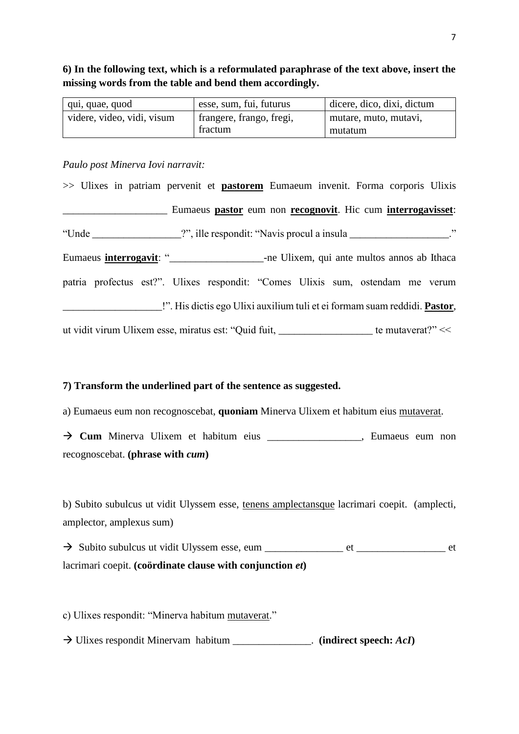**6) In the following text, which is a reformulated paraphrase of the text above, insert the missing words from the table and bend them accordingly.**

| | | |
|---|---|---|
| qui, quae, quod | esse, sum, fui, futurus | dicere, dico, dixi, dictum |
| videre, video, vidi, visum | frangere, frango, fregi, fractum | mutare, muto, mutavi, mutatum |

*Paulo post Minerva Iovi narravit:*

>> Ulixes in patriam pervenit et **pastorem** Eumaeum invenit. Forma corporis Ulixis ____________________ Eumaeus **pastor** eum non **recognovit**. Hic cum **interrogavisset**: “Unde _________________?”, ille respondit: “Navis procul a insula ___________________.” Eumaeus **interrogavit**: “__________________-ne Ulixem, qui ante multos annos ab Ithaca patria profectus est?”. Ulixes respondit: “Comes Ulixis sum, ostendam me verum ___________________!”. His dictis ego Ulixi auxilium tuli et ei formam suam reddidi. **Pastor**, ut vidit virum Ulixem esse, miratus est: “Quid fuit, __________________ te mutaverat?” <<

**7) Transform the underlined part of the sentence as suggested.**

a) Eumaeus eum non recognoscebat, **quoniam** Minerva Ulixem et habitum eius mutaverat.

→ **Cum** Minerva Ulixem et habitum eius __________________, Eumaeus eum non recognoscebat. **(phrase with *cum*)**

b) Subito subulcus ut vidit Ulyssem esse, tenens amplectansque lacrimari coepit. (amplecti, amplector, amplexus sum)

→ Subito subulcus ut vidit Ulyssem esse, eum _______________ et _________________ et lacrimari coepit. **(coördinate clause with conjunction *et*)**

c) Ulixes respondit: “Minerva habitum mutaverat.”

→ Ulixes respondit Minervam habitum _______________. **(indirect speech: *AcI*)**